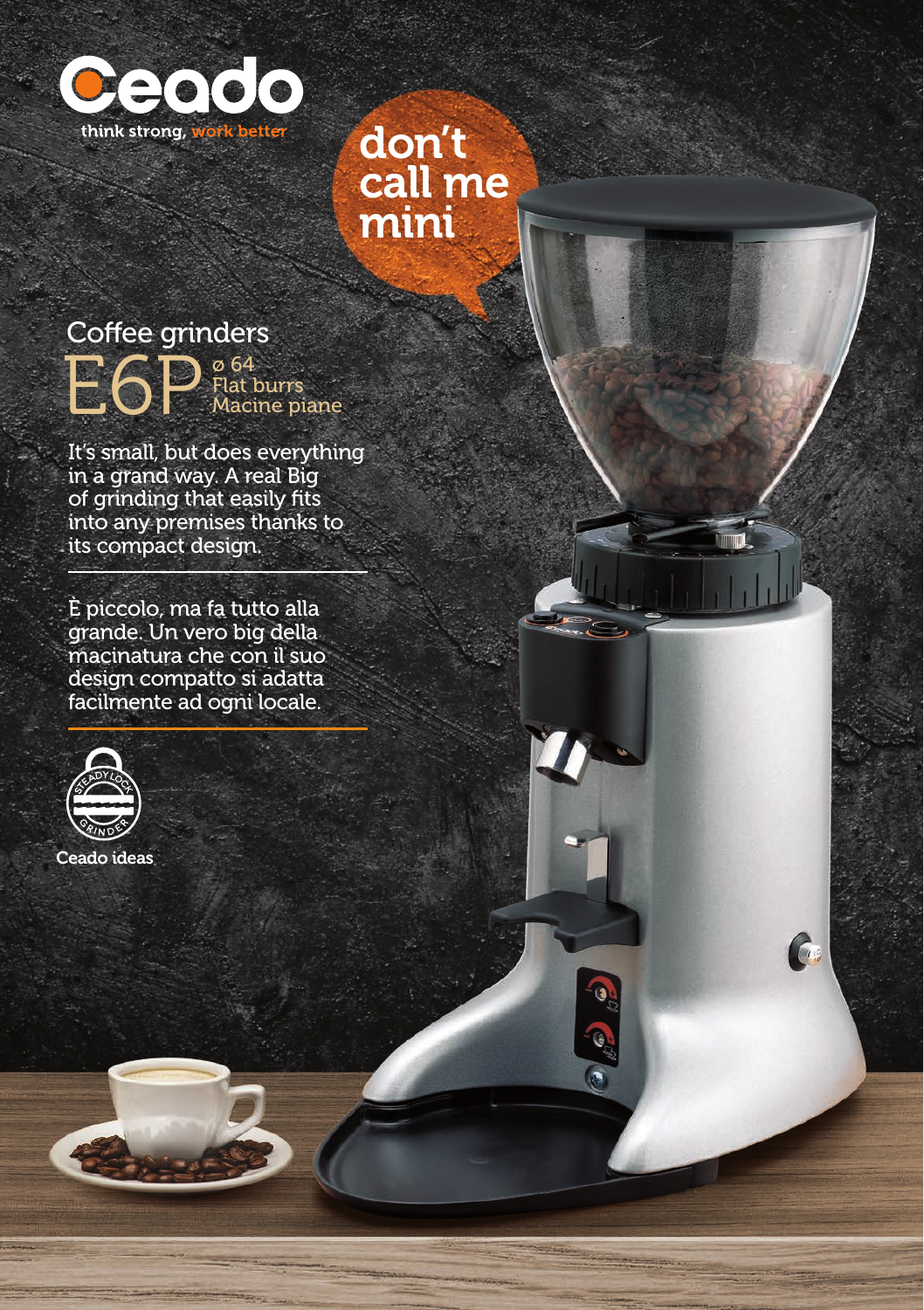# Ceado

think strong, work better

don't call me mini

## Coffee grinders

# E6P

ø 64
Flat burrs
Macine piane

It's small, but does everything in a grand way. A real Big of grinding that easily fits into any premises thanks to its compact design.

---

È piccolo, ma fa tutto alla grande. Un vero big della macinatura che con il suo design compatto si adatta facilmente ad ogni locale.

---

STEADY LOCK GRINDER

Ceado ideas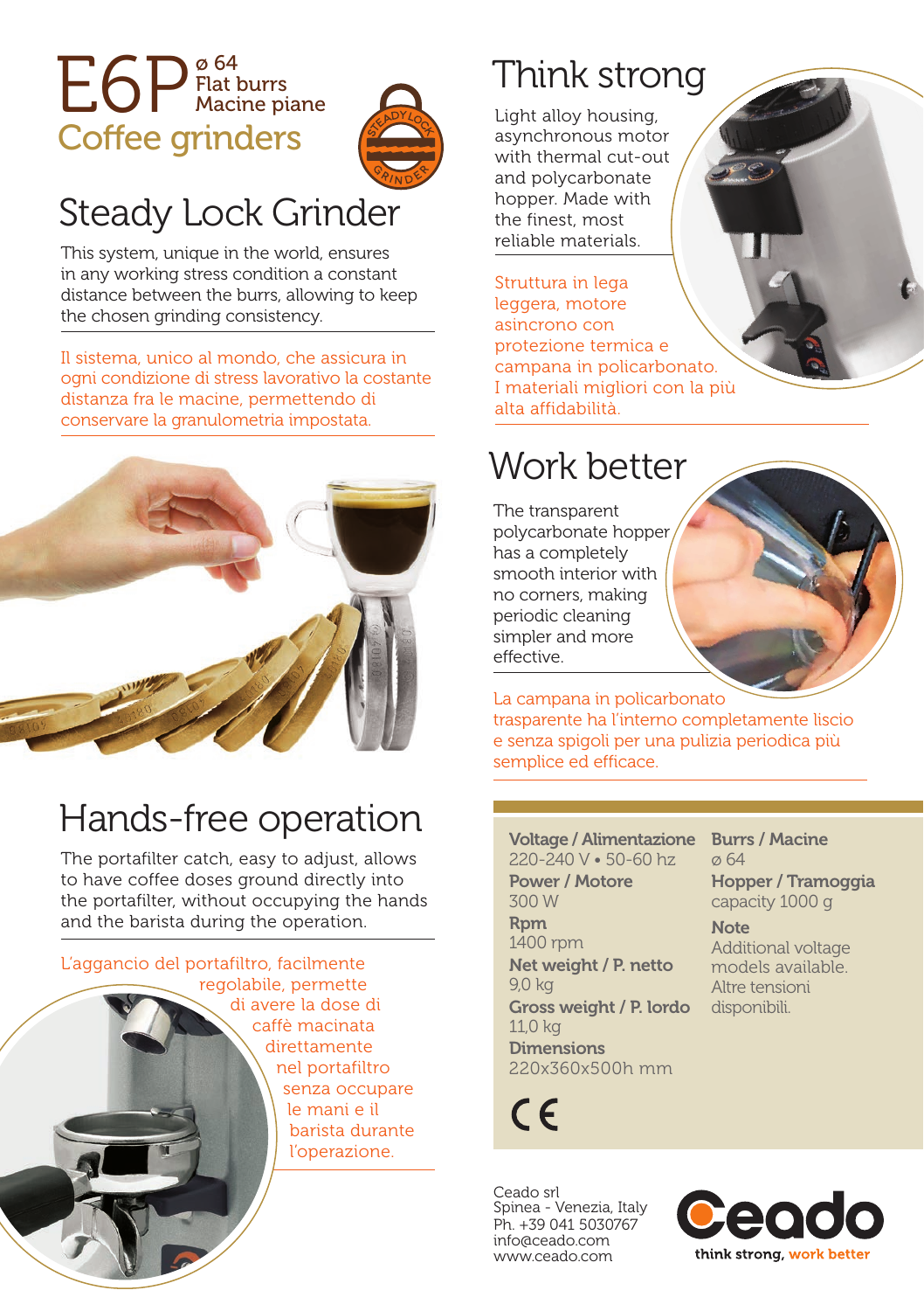# E6P

ø 64
Flat burrs
Macine piane

## Coffee grinders

## Steady Lock Grinder

This system, unique in the world, ensures in any working stress condition a constant distance between the burrs, allowing to keep the chosen grinding consistency.

Il sistema, unico al mondo, che assicura in ogni condizione di stress lavorativo la costante distanza fra le macine, permettendo di conservare la granulometria impostata.

## Hands-free operation

The portafilter catch, easy to adjust, allows to have coffee doses ground directly into the portafilter, without occupying the hands and the barista during the operation.

L'aggancio del portafiltro, facilmente regolabile, permette di avere la dose di caffè macinata direttamente nel portafiltro senza occupare le mani e il barista durante l'operazione.

## Think strong

Light alloy housing, asynchronous motor with thermal cut-out and polycarbonate hopper. Made with the finest, most reliable materials.

Struttura in lega leggera, motore asincrono con protezione termica e campana in policarbonato. I materiali migliori con la più alta affidabilità.

## Work better

The transparent polycarbonate hopper has a completely smooth interior with no corners, making periodic cleaning simpler and more effective.

La campana in policarbonato trasparente ha l'interno completamente liscio e senza spigoli per una pulizia periodica più semplice ed efficace.

**Voltage / Alimentazione**
220-240 V • 50-60 hz

**Power / Motore**
300 W

**Rpm**
1400 rpm

**Net weight / P. netto**
9,0 kg

**Gross weight / P. lordo**
11,0 kg

**Dimensions**
220x360x500h mm

**Burrs / Macine**
ø 64

**Hopper / Tramoggia**
capacity 1000 g

**Note**
Additional voltage models available.
Altre tensioni disponibili.

CE

Ceado srl
Spinea - Venezia, Italy
Ph. +39 041 5030767
info@ceado.com
www.ceado.com

Ceado
think strong, work better